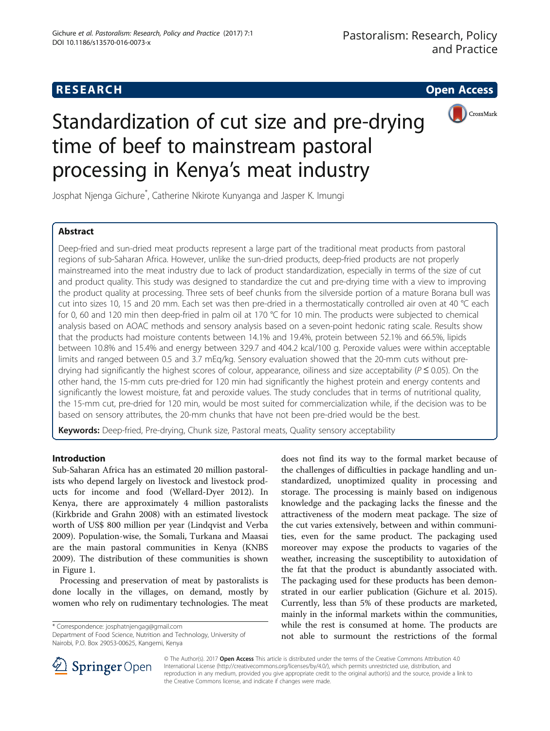**RESEARCH** **Open Access**

# Standardization of cut size and pre-drying time of beef to mainstream pastoral processing in Kenya's meat industry

Josphat Njenga Gichure*, Catherine Nkirote Kunyanga and Jasper K. Imungi

## Abstract

Deep-fried and sun-dried meat products represent a large part of the traditional meat products from pastoral regions of sub-Saharan Africa. However, unlike the sun-dried products, deep-fried products are not properly mainstreamed into the meat industry due to lack of product standardization, especially in terms of the size of cut and product quality. This study was designed to standardize the cut and pre-drying time with a view to improving the product quality at processing. Three sets of beef chunks from the silverside portion of a mature Borana bull was cut into sizes 10, 15 and 20 mm. Each set was then pre-dried in a thermostatically controlled air oven at 40 °C each for 0, 60 and 120 min then deep-fried in palm oil at 170 °C for 10 min. The products were subjected to chemical analysis based on AOAC methods and sensory analysis based on a seven-point hedonic rating scale. Results show that the products had moisture contents between 14.1% and 19.4%, protein between 52.1% and 66.5%, lipids between 10.8% and 15.4% and energy between 329.7 and 404.2 kcal/100 g. Peroxide values were within acceptable limits and ranged between 0.5 and 3.7 mEq/kg. Sensory evaluation showed that the 20-mm cuts without pre-drying had significantly the highest scores of colour, appearance, oiliness and size acceptability ($P \leq 0.05$). On the other hand, the 15-mm cuts pre-dried for 120 min had significantly the highest protein and energy contents and significantly the lowest moisture, fat and peroxide values. The study concludes that in terms of nutritional quality, the 15-mm cut, pre-dried for 120 min, would be most suited for commercialization while, if the decision was to be based on sensory attributes, the 20-mm chunks that have not been pre-dried would be the best.

**Keywords:** Deep-fried, Pre-drying, Chunk size, Pastoral meats, Quality sensory acceptability

## Introduction

Sub-Saharan Africa has an estimated 20 million pastoralists who depend largely on livestock and livestock products for income and food (Wellard-Dyer 2012). In Kenya, there are approximately 4 million pastoralists (Kirkbride and Grahn 2008) with an estimated livestock worth of US$ 800 million per year (Lindqvist and Verba 2009). Population-wise, the Somali, Turkana and Maasai are the main pastoral communities in Kenya (KNBS 2009). The distribution of these communities is shown in Figure 1.

Processing and preservation of meat by pastoralists is done locally in the villages, on demand, mostly by women who rely on rudimentary technologies. The meat does not find its way to the formal market because of the challenges of difficulties in package handling and unstandardized, unoptimized quality in processing and storage. The processing is mainly based on indigenous knowledge and the packaging lacks the finesse and the attractiveness of the modern meat package. The size of the cut varies extensively, between and within communities, even for the same product. The packaging used moreover may expose the products to vagaries of the weather, increasing the susceptibility to autoxidation of the fat that the product is abundantly associated with. The packaging used for these products has been demonstrated in our earlier publication (Gichure et al. 2015). Currently, less than 5% of these products are marketed, mainly in the informal markets within the communities, while the rest is consumed at home. The products are not able to surmount the restrictions of the formal

\* Correspondence: josphatnjengag@gmail.com
Department of Food Science, Nutrition and Technology, University of Nairobi, P.O. Box 29053-00625, Kangemi, Kenya

© The Author(s). 2017 **Open Access** This article is distributed under the terms of the Creative Commons Attribution 4.0 International License (http://creativecommons.org/licenses/by/4.0/), which permits unrestricted use, distribution, and reproduction in any medium, provided you give appropriate credit to the original author(s) and the source, provide a link to the Creative Commons license, and indicate if changes were made.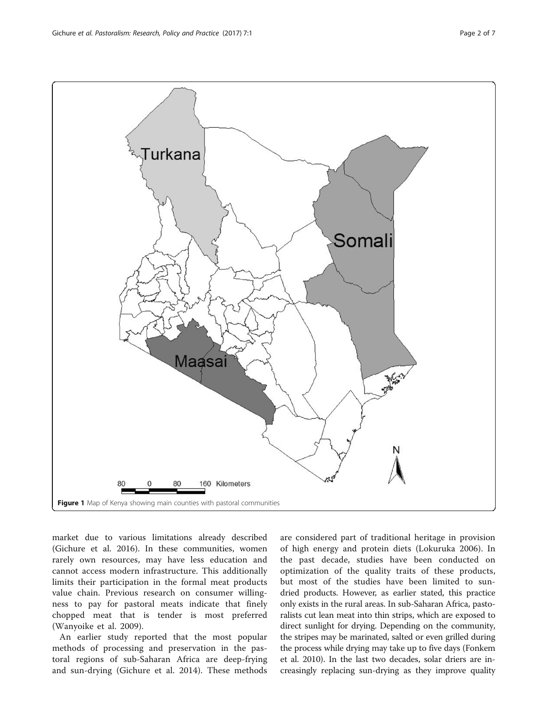**Figure 1** Map of Kenya showing main counties with pastoral communities

market due to various limitations already described (Gichure et al. 2016). In these communities, women rarely own resources, may have less education and cannot access modern infrastructure. This additionally limits their participation in the formal meat products value chain. Previous research on consumer willingness to pay for pastoral meats indicate that finely chopped meat that is tender is most preferred (Wanyoike et al. 2009).

An earlier study reported that the most popular methods of processing and preservation in the pastoral regions of sub-Saharan Africa are deep-frying and sun-drying (Gichure et al. 2014). These methods are considered part of traditional heritage in provision of high energy and protein diets (Lokuruka 2006). In the past decade, studies have been conducted on optimization of the quality traits of these products, but most of the studies have been limited to sun-dried products. However, as earlier stated, this practice only exists in the rural areas. In sub-Saharan Africa, pastoralists cut lean meat into thin strips, which are exposed to direct sunlight for drying. Depending on the community, the stripes may be marinated, salted or even grilled during the process while drying may take up to five days (Fonkem et al. 2010). In the last two decades, solar driers are increasingly replacing sun-drying as they improve quality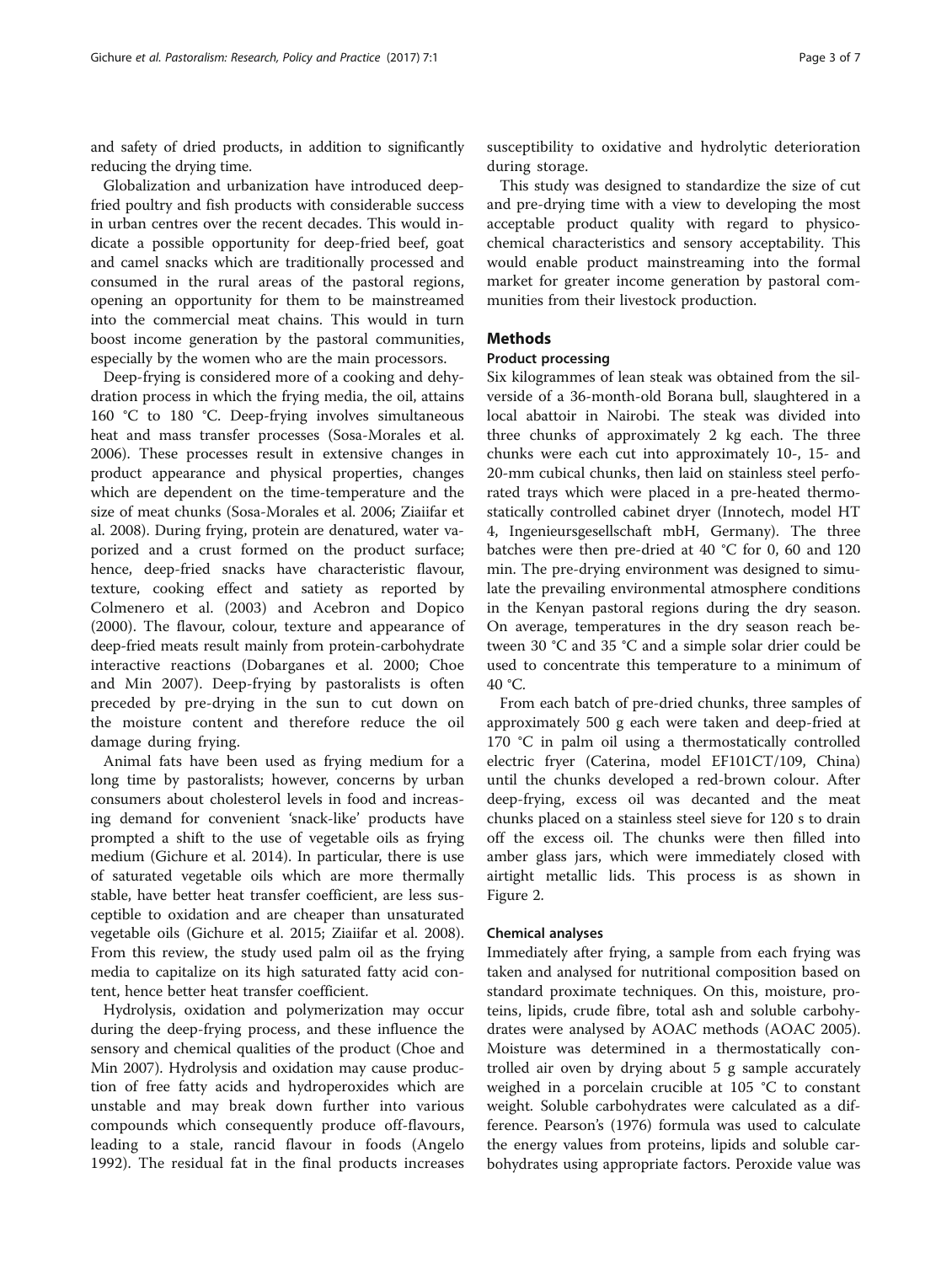and safety of dried products, in addition to significantly reducing the drying time.

Globalization and urbanization have introduced deep-fried poultry and fish products with considerable success in urban centres over the recent decades. This would indicate a possible opportunity for deep-fried beef, goat and camel snacks which are traditionally processed and consumed in the rural areas of the pastoral regions, opening an opportunity for them to be mainstreamed into the commercial meat chains. This would in turn boost income generation by the pastoral communities, especially by the women who are the main processors.

Deep-frying is considered more of a cooking and dehydration process in which the frying media, the oil, attains 160 °C to 180 °C. Deep-frying involves simultaneous heat and mass transfer processes (Sosa-Morales et al. 2006). These processes result in extensive changes in product appearance and physical properties, changes which are dependent on the time-temperature and the size of meat chunks (Sosa-Morales et al. 2006; Ziaiifar et al. 2008). During frying, protein are denatured, water vaporized and a crust formed on the product surface; hence, deep-fried snacks have characteristic flavour, texture, cooking effect and satiety as reported by Colmenero et al. (2003) and Acebron and Dopico (2000). The flavour, colour, texture and appearance of deep-fried meats result mainly from protein-carbohydrate interactive reactions (Dobarganes et al. 2000; Choe and Min 2007). Deep-frying by pastoralists is often preceded by pre-drying in the sun to cut down on the moisture content and therefore reduce the oil damage during frying.

Animal fats have been used as frying medium for a long time by pastoralists; however, concerns by urban consumers about cholesterol levels in food and increasing demand for convenient 'snack-like' products have prompted a shift to the use of vegetable oils as frying medium (Gichure et al. 2014). In particular, there is use of saturated vegetable oils which are more thermally stable, have better heat transfer coefficient, are less susceptible to oxidation and are cheaper than unsaturated vegetable oils (Gichure et al. 2015; Ziaiifar et al. 2008). From this review, the study used palm oil as the frying media to capitalize on its high saturated fatty acid content, hence better heat transfer coefficient.

Hydrolysis, oxidation and polymerization may occur during the deep-frying process, and these influence the sensory and chemical qualities of the product (Choe and Min 2007). Hydrolysis and oxidation may cause production of free fatty acids and hydroperoxides which are unstable and may break down further into various compounds which consequently produce off-flavours, leading to a stale, rancid flavour in foods (Angelo 1992). The residual fat in the final products increases susceptibility to oxidative and hydrolytic deterioration during storage.

This study was designed to standardize the size of cut and pre-drying time with a view to developing the most acceptable product quality with regard to physicochemical characteristics and sensory acceptability. This would enable product mainstreaming into the formal market for greater income generation by pastoral communities from their livestock production.

## Methods

### Product processing

Six kilogrammes of lean steak was obtained from the silverside of a 36-month-old Borana bull, slaughtered in a local abattoir in Nairobi. The steak was divided into three chunks of approximately 2 kg each. The three chunks were each cut into approximately 10-, 15- and 20-mm cubical chunks, then laid on stainless steel perforated trays which were placed in a pre-heated thermostatically controlled cabinet dryer (Innotech, model HT 4, Ingenieursgesellschaft mbH, Germany). The three batches were then pre-dried at 40 °C for 0, 60 and 120 min. The pre-drying environment was designed to simulate the prevailing environmental atmosphere conditions in the Kenyan pastoral regions during the dry season. On average, temperatures in the dry season reach between 30 °C and 35 °C and a simple solar drier could be used to concentrate this temperature to a minimum of 40 °C.

From each batch of pre-dried chunks, three samples of approximately 500 g each were taken and deep-fried at 170 °C in palm oil using a thermostatically controlled electric fryer (Caterina, model EF101CT/109, China) until the chunks developed a red-brown colour. After deep-frying, excess oil was decanted and the meat chunks placed on a stainless steel sieve for 120 s to drain off the excess oil. The chunks were then filled into amber glass jars, which were immediately closed with airtight metallic lids. This process is as shown in Figure 2.

### Chemical analyses

Immediately after frying, a sample from each frying was taken and analysed for nutritional composition based on standard proximate techniques. On this, moisture, proteins, lipids, crude fibre, total ash and soluble carbohydrates were analysed by AOAC methods (AOAC 2005). Moisture was determined in a thermostatically controlled air oven by drying about 5 g sample accurately weighed in a porcelain crucible at 105 °C to constant weight. Soluble carbohydrates were calculated as a difference. Pearson's (1976) formula was used to calculate the energy values from proteins, lipids and soluble carbohydrates using appropriate factors. Peroxide value was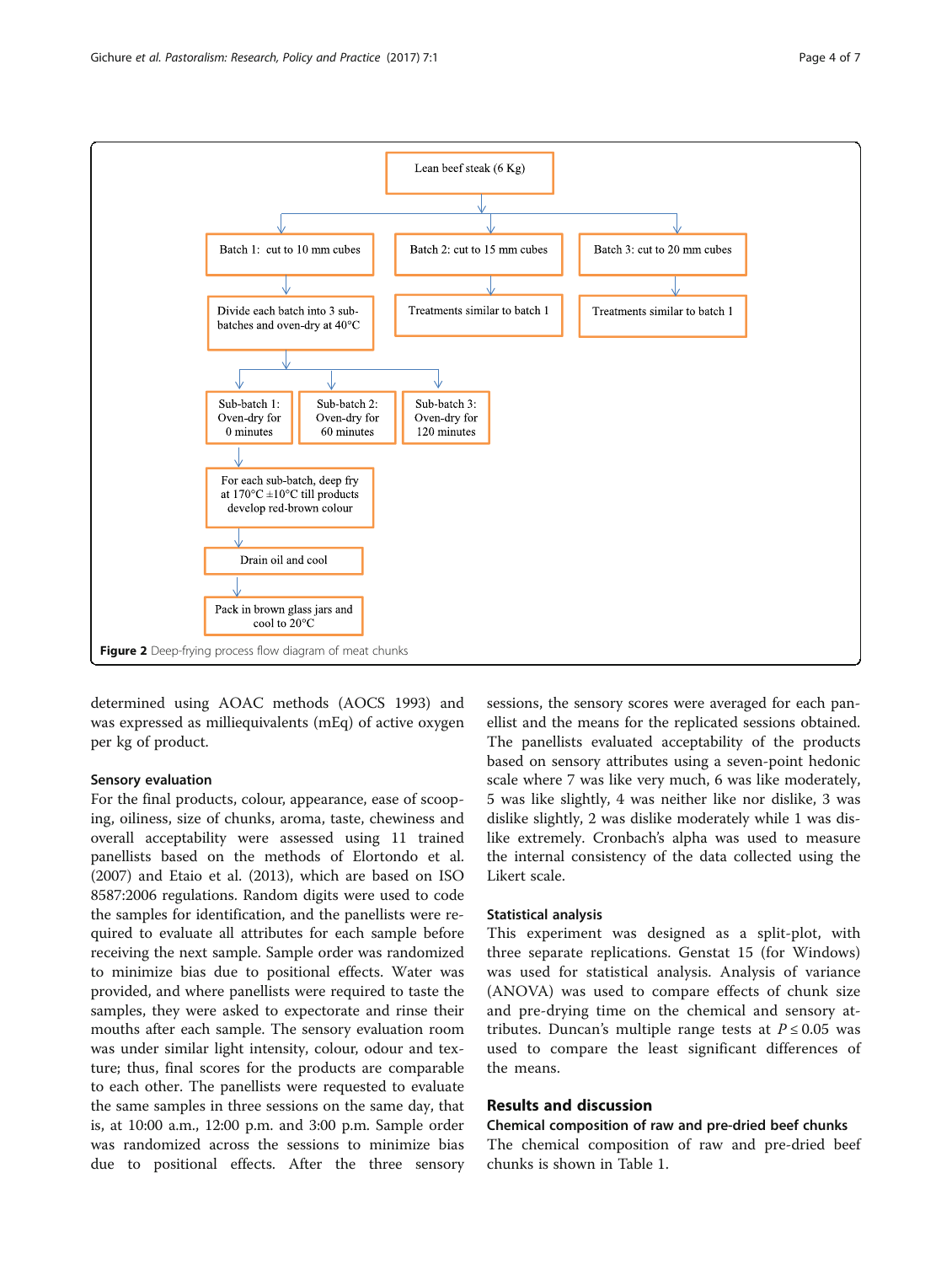Lean beef steak (6 Kg)

Batch 1: cut to 10 mm cubes

Batch 2: cut to 15 mm cubes

Batch 3: cut to 20 mm cubes

Divide each batch into 3 sub-batches and oven-dry at 40°C

Treatments similar to batch 1

Treatments similar to batch 1

Sub-batch 1: Oven-dry for 0 minutes

Sub-batch 2: Oven-dry for 60 minutes

Sub-batch 3: Oven-dry for 120 minutes

For each sub-batch, deep fry at 170°C ±10°C till products develop red-brown colour

Drain oil and cool

Pack in brown glass jars and cool to 20°C

**Figure 2** Deep-frying process flow diagram of meat chunks

determined using AOAC methods (AOCS 1993) and was expressed as milliequivalents (mEq) of active oxygen per kg of product.

### Sensory evaluation

For the final products, colour, appearance, ease of scooping, oiliness, size of chunks, aroma, taste, chewiness and overall acceptability were assessed using 11 trained panellists based on the methods of Elortondo et al. (2007) and Etaio et al. (2013), which are based on ISO 8587:2006 regulations. Random digits were used to code the samples for identification, and the panellists were required to evaluate all attributes for each sample before receiving the next sample. Sample order was randomized to minimize bias due to positional effects. Water was provided, and where panellists were required to taste the samples, they were asked to expectorate and rinse their mouths after each sample. The sensory evaluation room was under similar light intensity, colour, odour and texture; thus, final scores for the products are comparable to each other. The panellists were requested to evaluate the same samples in three sessions on the same day, that is, at 10:00 a.m., 12:00 p.m. and 3:00 p.m. Sample order was randomized across the sessions to minimize bias due to positional effects. After the three sensory sessions, the sensory scores were averaged for each panellist and the means for the replicated sessions obtained. The panellists evaluated acceptability of the products based on sensory attributes using a seven-point hedonic scale where 7 was like very much, 6 was like moderately, 5 was like slightly, 4 was neither like nor dislike, 3 was dislike slightly, 2 was dislike moderately while 1 was dislike extremely. Cronbach's alpha was used to measure the internal consistency of the data collected using the Likert scale.

### Statistical analysis

This experiment was designed as a split-plot, with three separate replications. Genstat 15 (for Windows) was used for statistical analysis. Analysis of variance (ANOVA) was used to compare effects of chunk size and pre-drying time on the chemical and sensory attributes. Duncan's multiple range tests at $P \leq 0.05$ was used to compare the least significant differences of the means.

## Results and discussion

### Chemical composition of raw and pre-dried beef chunks

The chemical composition of raw and pre-dried beef chunks is shown in Table 1.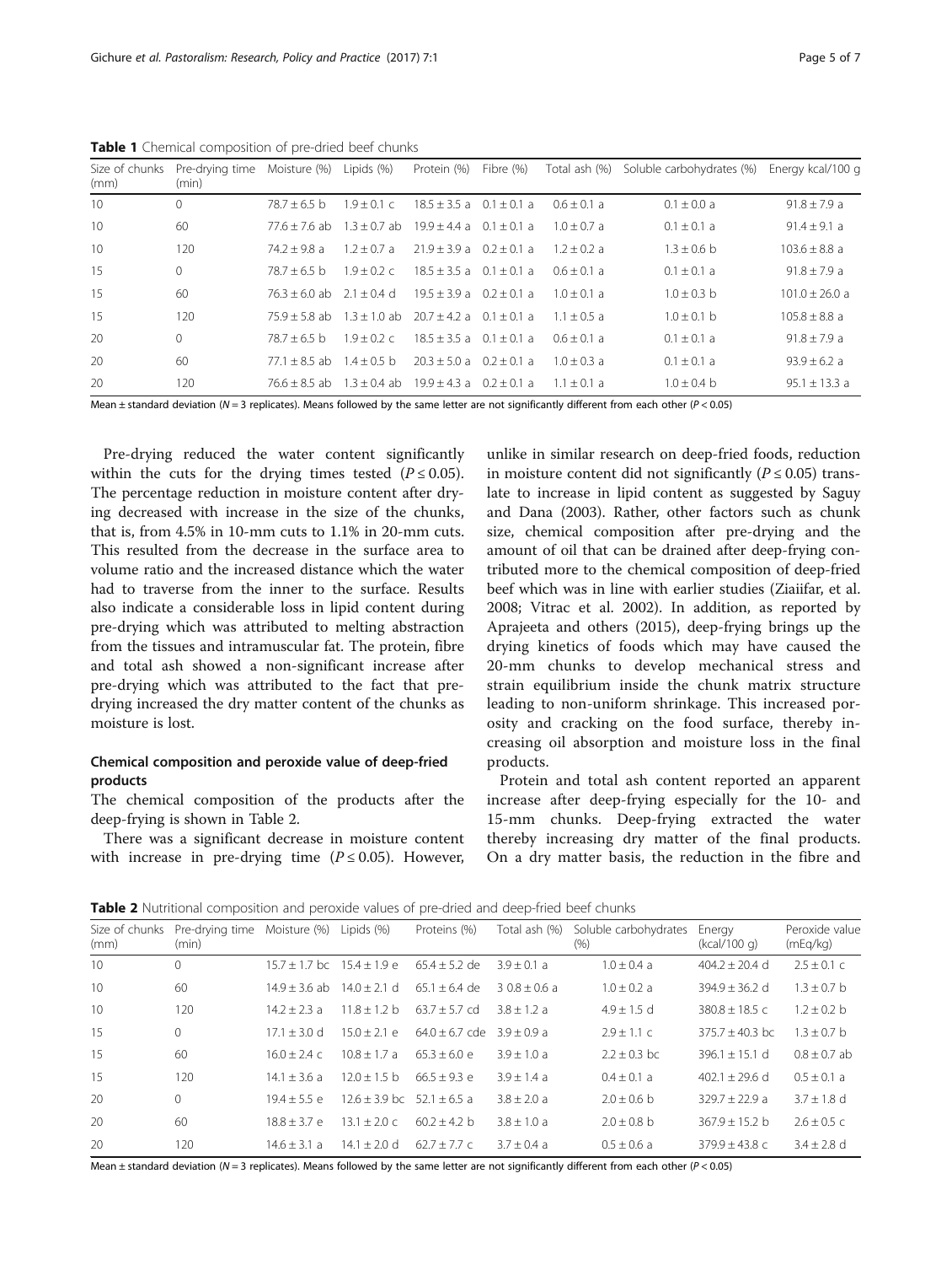**Table 1** Chemical composition of pre-dried beef chunks

| Size of chunks (mm) | Pre-drying time (min) | Moisture (%) | Lipids (%) | Protein (%) | Fibre (%) | Total ash (%) | Soluble carbohydrates (%) | Energy kcal/100 g |
|---|---|---|---|---|---|---|---|---|
| 10 | 0 | 78.7 ± 6.5 b | 1.9 ± 0.1 c | 18.5 ± 3.5 a | 0.1 ± 0.1 a | 0.6 ± 0.1 a | 0.1 ± 0.0 a | 91.8 ± 7.9 a |
| 10 | 60 | 77.6 ± 7.6 ab | 1.3 ± 0.7 ab | 19.9 ± 4.4 a | 0.1 ± 0.1 a | 1.0 ± 0.7 a | 0.1 ± 0.1 a | 91.4 ± 9.1 a |
| 10 | 120 | 74.2 ± 9.8 a | 1.2 ± 0.7 a | 21.9 ± 3.9 a | 0.2 ± 0.1 a | 1.2 ± 0.2 a | 1.3 ± 0.6 b | 103.6 ± 8.8 a |
| 15 | 0 | 78.7 ± 6.5 b | 1.9 ± 0.2 c | 18.5 ± 3.5 a | 0.1 ± 0.1 a | 0.6 ± 0.1 a | 0.1 ± 0.1 a | 91.8 ± 7.9 a |
| 15 | 60 | 76.3 ± 6.0 ab | 2.1 ± 0.4 d | 19.5 ± 3.9 a | 0.2 ± 0.1 a | 1.0 ± 0.1 a | 1.0 ± 0.3 b | 101.0 ± 26.0 a |
| 15 | 120 | 75.9 ± 5.8 ab | 1.3 ± 1.0 ab | 20.7 ± 4.2 a | 0.1 ± 0.1 a | 1.1 ± 0.5 a | 1.0 ± 0.1 b | 105.8 ± 8.8 a |
| 20 | 0 | 78.7 ± 6.5 b | 1.9 ± 0.2 c | 18.5 ± 3.5 a | 0.1 ± 0.1 a | 0.6 ± 0.1 a | 0.1 ± 0.1 a | 91.8 ± 7.9 a |
| 20 | 60 | 77.1 ± 8.5 ab | 1.4 ± 0.5 b | 20.3 ± 5.0 a | 0.2 ± 0.1 a | 1.0 ± 0.3 a | 0.1 ± 0.1 a | 93.9 ± 6.2 a |
| 20 | 120 | 76.6 ± 8.5 ab | 1.3 ± 0.4 ab | 19.9 ± 4.3 a | 0.2 ± 0.1 a | 1.1 ± 0.1 a | 1.0 ± 0.4 b | 95.1 ± 13.3 a |

Mean ± standard deviation ($N = 3$ replicates). Means followed by the same letter are not significantly different from each other ($P < 0.05$)

Pre-drying reduced the water content significantly within the cuts for the drying times tested ($P \leq 0.05$). The percentage reduction in moisture content after drying decreased with increase in the size of the chunks, that is, from 4.5% in 10-mm cuts to 1.1% in 20-mm cuts. This resulted from the decrease in the surface area to volume ratio and the increased distance which the water had to traverse from the inner to the surface. Results also indicate a considerable loss in lipid content during pre-drying which was attributed to melting abstraction from the tissues and intramuscular fat. The protein, fibre and total ash showed a non-significant increase after pre-drying which was attributed to the fact that pre-drying increased the dry matter content of the chunks as moisture is lost.

## Chemical composition and peroxide value of deep-fried products

The chemical composition of the products after the deep-frying is shown in Table 2.

There was a significant decrease in moisture content with increase in pre-drying time ($P \leq 0.05$). However, unlike in similar research on deep-fried foods, reduction in moisture content did not significantly ($P \leq 0.05$) translate to increase in lipid content as suggested by Saguy and Dana (2003). Rather, other factors such as chunk size, chemical composition after pre-drying and the amount of oil that can be drained after deep-frying contributed more to the chemical composition of deep-fried beef which was in line with earlier studies (Ziaiifar, et al. 2008; Vitrac et al. 2002). In addition, as reported by Aprajeeta and others (2015), deep-frying brings up the drying kinetics of foods which may have caused the 20-mm chunks to develop mechanical stress and strain equilibrium inside the chunk matrix structure leading to non-uniform shrinkage. This increased porosity and cracking on the food surface, thereby increasing oil absorption and moisture loss in the final products.

Protein and total ash content reported an apparent increase after deep-frying especially for the 10- and 15-mm chunks. Deep-frying extracted the water thereby increasing dry matter of the final products. On a dry matter basis, the reduction in the fibre and

**Table 2** Nutritional composition and peroxide values of pre-dried and deep-fried beef chunks

| Size of chunks (mm) | Pre-drying time (min) | Moisture (%) | Lipids (%) | Proteins (%) | Total ash (%) | Soluble carbohydrates (%) | Energy (kcal/100 g) | Peroxide value (mEq/kg) |
|---|---|---|---|---|---|---|---|---|
| 10 | 0 | 15.7 ± 1.7 bc | 15.4 ± 1.9 e | 65.4 ± 5.2 de | 3.9 ± 0.1 a | 1.0 ± 0.4 a | 404.2 ± 20.4 d | 2.5 ± 0.1 c |
| 10 | 60 | 14.9 ± 3.6 ab | 14.0 ± 2.1 d | 65.1 ± 6.4 de | 3 0.8 ± 0.6 a | 1.0 ± 0.2 a | 394.9 ± 36.2 d | 1.3 ± 0.7 b |
| 10 | 120 | 14.2 ± 2.3 a | 11.8 ± 1.2 b | 63.7 ± 5.7 cd | 3.8 ± 1.2 a | 4.9 ± 1.5 d | 380.8 ± 18.5 c | 1.2 ± 0.2 b |
| 15 | 0 | 17.1 ± 3.0 d | 15.0 ± 2.1 e | 64.0 ± 6.7 cde | 3.9 ± 0.9 a | 2.9 ± 1.1 c | 375.7 ± 40.3 bc | 1.3 ± 0.7 b |
| 15 | 60 | 16.0 ± 2.4 c | 10.8 ± 1.7 a | 65.3 ± 6.0 e | 3.9 ± 1.0 a | 2.2 ± 0.3 bc | 396.1 ± 15.1 d | 0.8 ± 0.7 ab |
| 15 | 120 | 14.1 ± 3.6 a | 12.0 ± 1.5 b | 66.5 ± 9.3 e | 3.9 ± 1.4 a | 0.4 ± 0.1 a | 402.1 ± 29.6 d | 0.5 ± 0.1 a |
| 20 | 0 | 19.4 ± 5.5 e | 12.6 ± 3.9 bc | 52.1 ± 6.5 a | 3.8 ± 2.0 a | 2.0 ± 0.6 b | 329.7 ± 22.9 a | 3.7 ± 1.8 d |
| 20 | 60 | 18.8 ± 3.7 e | 13.1 ± 2.0 c | 60.2 ± 4.2 b | 3.8 ± 1.0 a | 2.0 ± 0.8 b | 367.9 ± 15.2 b | 2.6 ± 0.5 c |
| 20 | 120 | 14.6 ± 3.1 a | 14.1 ± 2.0 d | 62.7 ± 7.7 c | 3.7 ± 0.4 a | 0.5 ± 0.6 a | 379.9 ± 43.8 c | 3.4 ± 2.8 d |

Mean ± standard deviation ($N = 3$ replicates). Means followed by the same letter are not significantly different from each other ($P < 0.05$)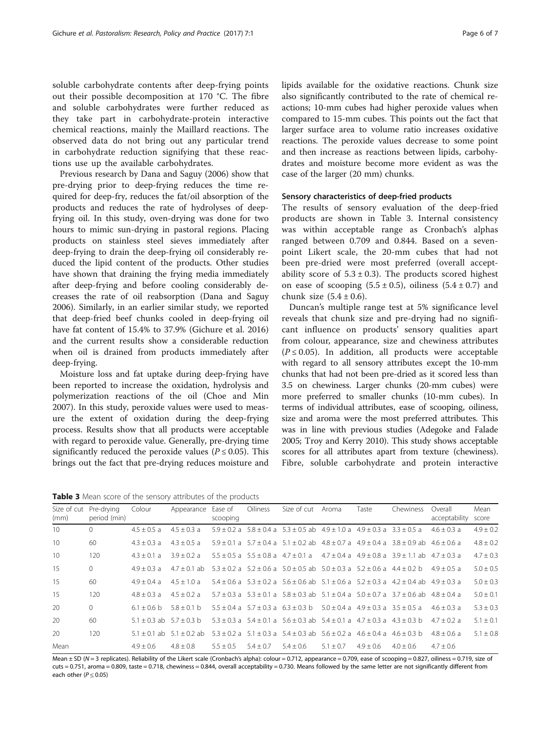soluble carbohydrate contents after deep-frying points out their possible decomposition at 170 °C. The fibre and soluble carbohydrates were further reduced as they take part in carbohydrate-protein interactive chemical reactions, mainly the Maillard reactions. The observed data do not bring out any particular trend in carbohydrate reduction signifying that these reactions use up the available carbohydrates.

Previous research by Dana and Saguy (2006) show that pre-drying prior to deep-frying reduces the time required for deep-fry, reduces the fat/oil absorption of the products and reduces the rate of hydrolyses of deep-frying oil. In this study, oven-drying was done for two hours to mimic sun-drying in pastoral regions. Placing products on stainless steel sieves immediately after deep-frying to drain the deep-frying oil considerably reduced the lipid content of the products. Other studies have shown that draining the frying media immediately after deep-frying and before cooling considerably decreases the rate of oil reabsorption (Dana and Saguy 2006). Similarly, in an earlier similar study, we reported that deep-fried beef chunks cooled in deep-frying oil have fat content of 15.4% to 37.9% (Gichure et al. 2016) and the current results show a considerable reduction when oil is drained from products immediately after deep-frying.

Moisture loss and fat uptake during deep-frying have been reported to increase the oxidation, hydrolysis and polymerization reactions of the oil (Choe and Min 2007). In this study, peroxide values were used to measure the extent of oxidation during the deep-frying process. Results show that all products were acceptable with regard to peroxide value. Generally, pre-drying time significantly reduced the peroxide values ($P \leq 0.05$). This brings out the fact that pre-drying reduces moisture and lipids available for the oxidative reactions. Chunk size also significantly contributed to the rate of chemical reactions; 10-mm cubes had higher peroxide values when compared to 15-mm cubes. This points out the fact that larger surface area to volume ratio increases oxidative reactions. The peroxide values decrease to some point and then increase as reactions between lipids, carbohydrates and moisture become more evident as was the case of the larger (20 mm) chunks.

### Sensory characteristics of deep-fried products

The results of sensory evaluation of the deep-fried products are shown in Table 3. Internal consistency was within acceptable range as Cronbach's alphas ranged between 0.709 and 0.844. Based on a seven-point Likert scale, the 20-mm cubes that had not been pre-dried were most preferred (overall acceptability score of 5.3 ± 0.3). The products scored highest on ease of scooping (5.5 ± 0.5), oiliness (5.4 ± 0.7) and chunk size (5.4 ± 0.6).

Duncan's multiple range test at 5% significance level reveals that chunk size and pre-drying had no significant influence on products' sensory qualities apart from colour, appearance, size and chewiness attributes ($P \leq 0.05$). In addition, all products were acceptable with regard to all sensory attributes except the 10-mm chunks that had not been pre-dried as it scored less than 3.5 on chewiness. Larger chunks (20-mm cubes) were more preferred to smaller chunks (10-mm cubes). In terms of individual attributes, ease of scooping, oiliness, size and aroma were the most preferred attributes. This was in line with previous studies (Adegoke and Falade 2005; Troy and Kerry 2010). This study shows acceptable scores for all attributes apart from texture (chewiness). Fibre, soluble carbohydrate and protein interactive

**Table 3** Mean score of the sensory attributes of the products

| Size of cut (mm) | Pre-drying period (min) | Colour | Appearance | Ease of scooping | Oiliness | Size of cut | Aroma | Taste | Chewiness | Overall acceptability | Mean score |
|---|---|---|---|---|---|---|---|---|---|---|---|
| 10 | 0 | 4.5 ± 0.5 a | 4.5 ± 0.3 a | 5.9 ± 0.2 a | 5.8 ± 0.4 a | 5.3 ± 0.5 ab | 4.9 ± 1.0 a | 4.9 ± 0.3 a | 3.3 ± 0.5 a | 4.6 ± 0.3 a | 4.9 ± 0.2 |
| 10 | 60 | 4.3 ± 0.3 a | 4.3 ± 0.5 a | 5.9 ± 0.1 a | 5.7 ± 0.4 a | 5.1 ± 0.2 ab | 4.8 ± 0.7 a | 4.9 ± 0.4 a | 3.8 ± 0.9 ab | 4.6 ± 0.6 a | 4.8 ± 0.2 |
| 10 | 120 | 4.3 ± 0.1 a | 3.9 ± 0.2 a | 5.5 ± 0.5 a | 5.5 ± 0.8 a | 4.7 ± 0.1 a | 4.7 ± 0.4 a | 4.9 ± 0.8 a | 3.9 ± 1.1 ab | 4.7 ± 0.3 a | 4.7 ± 0.3 |
| 15 | 0 | 4.9 ± 0.3 a | 4.7 ± 0.1 ab | 5.3 ± 0.2 a | 5.2 ± 0.6 a | 5.0 ± 0.5 ab | 5.0 ± 0.3 a | 5.2 ± 0.6 a | 4.4 ± 0.2 b | 4.9 ± 0.5 a | 5.0 ± 0.5 |
| 15 | 60 | 4.9 ± 0.4 a | 4.5 ± 1.0 a | 5.4 ± 0.6 a | 5.3 ± 0.2 a | 5.6 ± 0.6 ab | 5.1 ± 0.6 a | 5.2 ± 0.3 a | 4.2 ± 0.4 ab | 4.9 ± 0.3 a | 5.0 ± 0.3 |
| 15 | 120 | 4.8 ± 0.3 a | 4.5 ± 0.2 a | 5.7 ± 0.3 a | 5.3 ± 0.1 a | 5.8 ± 0.3 ab | 5.1 ± 0.4 a | 5.0 ± 0.7 a | 3.7 ± 0.6 ab | 4.8 ± 0.4 a | 5.0 ± 0.1 |
| 20 | 0 | 6.1 ± 0.6 b | 5.8 ± 0.1 b | 5.5 ± 0.4 a | 5.7 ± 0.3 a | 6.3 ± 0.3 b | 5.0 ± 0.4 a | 4.9 ± 0.3 a | 3.5 ± 0.5 a | 4.6 ± 0.3 a | 5.3 ± 0.3 |
| 20 | 60 | 5.1 ± 0.3 ab | 5.7 ± 0.3 b | 5.3 ± 0.3 a | 5.4 ± 0.1 a | 5.6 ± 0.3 ab | 5.4 ± 0.1 a | 4.7 ± 0.3 a | 4.3 ± 0.3 b | 4.7 ± 0.2 a | 5.1 ± 0.1 |
| 20 | 120 | 5.1 ± 0.1 ab | 5.1 ± 0.2 ab | 5.3 ± 0.2 a | 5.1 ± 0.3 a | 5.4 ± 0.3 ab | 5.6 ± 0.2 a | 4.6 ± 0.4 a | 4.6 ± 0.3 b | 4.8 ± 0.6 a | 5.1 ± 0.8 |
| Mean | | 4.9 ± 0.6 | 4.8 ± 0.8 | 5.5 ± 0.5 | 5.4 ± 0.7 | 5.4 ± 0.6 | 5.1 ± 0.7 | 4.9 ± 0.6 | 4.0 ± 0.6 | 4.7 ± 0.6 | |

Mean ± SD ($N$ = 3 replicates). Reliability of the Likert scale (Cronbach's alpha): colour = 0.712, appearance = 0.709, ease of scooping = 0.827, oiliness = 0.719, size of cuts = 0.751, aroma = 0.809, taste = 0.718, chewiness = 0.844, overall acceptability = 0.730. Means followed by the same letter are not significantly different from each other ($P \leq 0.05$)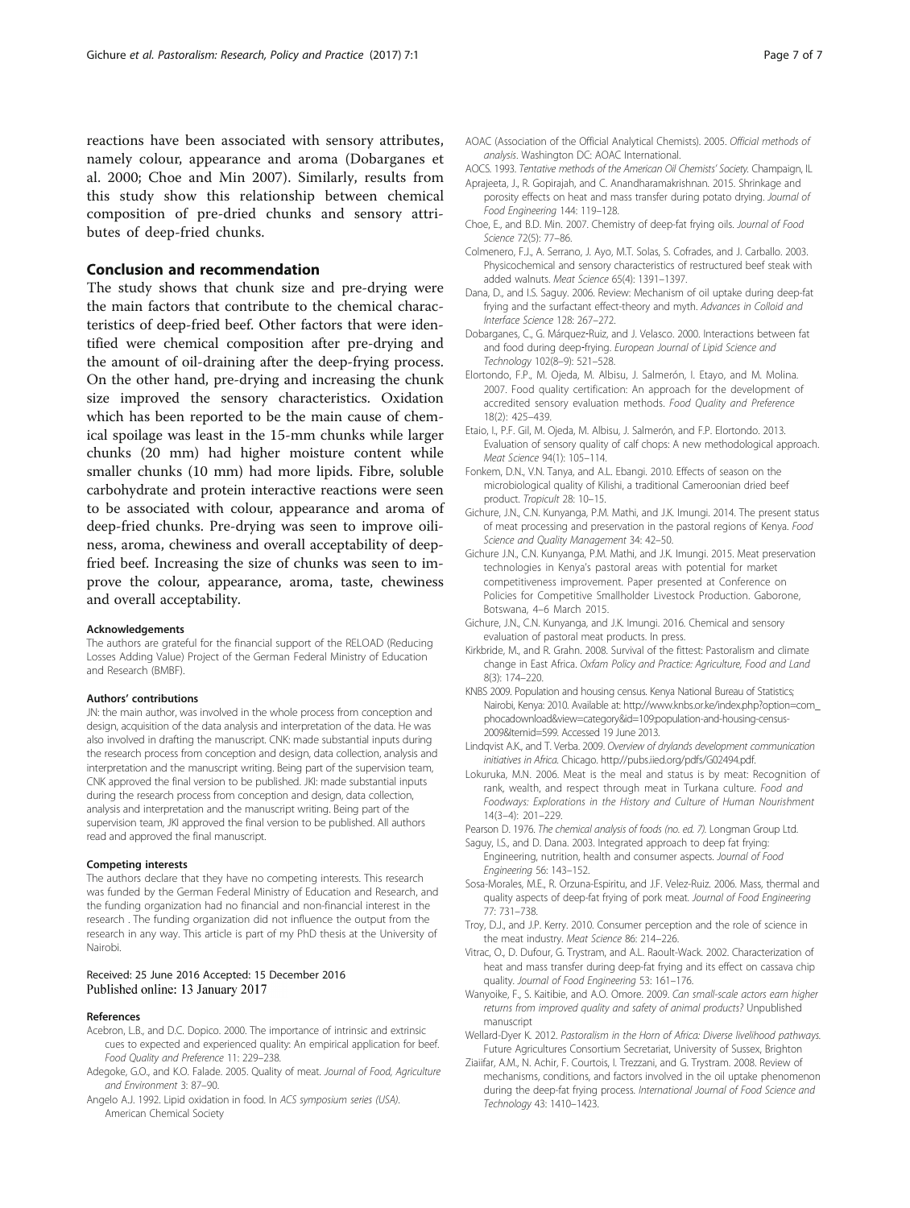reactions have been associated with sensory attributes, namely colour, appearance and aroma (Dobarganes et al. 2000; Choe and Min 2007). Similarly, results from this study show this relationship between chemical composition of pre-dried chunks and sensory attributes of deep-fried chunks.

## Conclusion and recommendation

The study shows that chunk size and pre-drying were the main factors that contribute to the chemical characteristics of deep-fried beef. Other factors that were identified were chemical composition after pre-drying and the amount of oil-draining after the deep-frying process. On the other hand, pre-drying and increasing the chunk size improved the sensory characteristics. Oxidation which has been reported to be the main cause of chemical spoilage was least in the 15-mm chunks while larger chunks (20 mm) had higher moisture content while smaller chunks (10 mm) had more lipids. Fibre, soluble carbohydrate and protein interactive reactions were seen to be associated with colour, appearance and aroma of deep-fried chunks. Pre-drying was seen to improve oiliness, aroma, chewiness and overall acceptability of deep-fried beef. Increasing the size of chunks was seen to improve the colour, appearance, aroma, taste, chewiness and overall acceptability.

#### Acknowledgements

The authors are grateful for the financial support of the RELOAD (Reducing Losses Adding Value) Project of the German Federal Ministry of Education and Research (BMBF).

#### Authors' contributions

JN: the main author, was involved in the whole process from conception and design, acquisition of the data analysis and interpretation of the data. He was also involved in drafting the manuscript. CNK: made substantial inputs during the research process from conception and design, data collection, analysis and interpretation and the manuscript writing. Being part of the supervision team, CNK approved the final version to be published. JKI: made substantial inputs during the research process from conception and design, data collection, analysis and interpretation and the manuscript writing. Being part of the supervision team, JKI approved the final version to be published. All authors read and approved the final manuscript.

#### Competing interests

The authors declare that they have no competing interests. This research was funded by the German Federal Ministry of Education and Research, and the funding organization had no financial and non-financial interest in the research . The funding organization did not influence the output from the research in any way. This article is part of my PhD thesis at the University of Nairobi.

Received: 25 June 2016 Accepted: 15 December 2016
Published online: 13 January 2017

#### References

- Acebron, L.B., and D.C. Dopico. 2000. The importance of intrinsic and extrinsic cues to expected and experienced quality: An empirical application for beef. *Food Quality and Preference* 11: 229–238.
- Adegoke, G.O., and K.O. Falade. 2005. Quality of meat. *Journal of Food, Agriculture and Environment* 3: 87–90.
- Angelo A.J. 1992. Lipid oxidation in food. In *ACS symposium series (USA)*. American Chemical Society
- AOAC (Association of the Official Analytical Chemists). 2005. *Official methods of analysis*. Washington DC: AOAC International.
- AOCS. 1993. *Tentative methods of the American Oil Chemists' Society*. Champaign, IL
- Aprajeeta, J., R. Gopirajah, and C. Anandharamakrishnan. 2015. Shrinkage and porosity effects on heat and mass transfer during potato drying. *Journal of Food Engineering* 144: 119–128.
- Choe, E., and B.D. Min. 2007. Chemistry of deep-fat frying oils. *Journal of Food Science* 72(5): 77–86.
- Colmenero, F.J., A. Serrano, J. Ayo, M.T. Solas, S. Cofrades, and J. Carballo. 2003. Physicochemical and sensory characteristics of restructured beef steak with added walnuts. *Meat Science* 65(4): 1391–1397.
- Dana, D., and I.S. Saguy. 2006. Review: Mechanism of oil uptake during deep-fat frying and the surfactant effect-theory and myth. *Advances in Colloid and Interface Science* 128: 267–272.
- Dobarganes, C., G. Márquez-Ruiz, and J. Velasco. 2000. Interactions between fat and food during deep-frying. *European Journal of Lipid Science and Technology* 102(8–9): 521–528.
- Elortondo, F.P., M. Ojeda, M. Albisu, J. Salmerón, I. Etayo, and M. Molina. 2007. Food quality certification: An approach for the development of accredited sensory evaluation methods. *Food Quality and Preference* 18(2): 425–439.
- Etaio, I., P.F. Gil, M. Ojeda, M. Albisu, J. Salmerón, and F.P. Elortondo. 2013. Evaluation of sensory quality of calf chops: A new methodological approach. *Meat Science* 94(1): 105–114.
- Fonkem, D.N., V.N. Tanya, and A.L. Ebangi. 2010. Effects of season on the microbiological quality of Kilishi, a traditional Cameroonian dried beef product. *Tropicult* 28: 10–15.
- Gichure, J.N., C.N. Kunyanga, P.M. Mathi, and J.K. Imungi. 2014. The present status of meat processing and preservation in the pastoral regions of Kenya. *Food Science and Quality Management* 34: 42–50.
- Gichure J.N., C.N. Kunyanga, P.M. Mathi, and J.K. Imungi. 2015. Meat preservation technologies in Kenya's pastoral areas with potential for market competitiveness improvement. Paper presented at Conference on Policies for Competitive Smallholder Livestock Production. Gaborone, Botswana, 4–6 March 2015.
- Gichure, J.N., C.N. Kunyanga, and J.K. Imungi. 2016. Chemical and sensory evaluation of pastoral meat products. In press.
- Kirkbride, M., and R. Grahn. 2008. Survival of the fittest: Pastoralism and climate change in East Africa. *Oxfam Policy and Practice: Agriculture, Food and Land* 8(3): 174–220.
- KNBS 2009. Population and housing census. Kenya National Bureau of Statistics; Nairobi, Kenya: 2010. Available at: http://www.knbs.or.ke/index.php?option=com_phocadownload&view=category&id=109:population-and-housing-census-2009&Itemid=599. Accessed 19 June 2013.
- Lindqvist A.K., and T. Verba. 2009. *Overview of drylands development communication initiatives in Africa*. Chicago. http://pubs.iied.org/pdfs/G02494.pdf.
- Lokuruka, M.N. 2006. Meat is the meal and status is by meat: Recognition of rank, wealth, and respect through meat in Turkana culture. *Food and Foodways: Explorations in the History and Culture of Human Nourishment* 14(3–4): 201–229.
- Pearson D. 1976. *The chemical analysis of foods (no. ed. 7)*. Longman Group Ltd.
- Saguy, I.S., and D. Dana. 2003. Integrated approach to deep fat frying: Engineering, nutrition, health and consumer aspects. *Journal of Food Engineering* 56: 143–152.
- Sosa-Morales, M.E., R. Orzuna-Espiritu, and J.F. Velez-Ruiz. 2006. Mass, thermal and quality aspects of deep-fat frying of pork meat. *Journal of Food Engineering* 77: 731–738.
- Troy, D.J., and J.P. Kerry. 2010. Consumer perception and the role of science in the meat industry. *Meat Science* 86: 214–226.
- Vitrac, O., D. Dufour, G. Trystram, and A.L. Raoult-Wack. 2002. Characterization of heat and mass transfer during deep-fat frying and its effect on cassava chip quality. *Journal of Food Engineering* 53: 161–176.
- Wanyoike, F., S. Kaitibie, and A.O. Omore. 2009. *Can small-scale actors earn higher returns from improved quality and safety of animal products?* Unpublished manuscript
- Wellard-Dyer K. 2012. *Pastoralism in the Horn of Africa: Diverse livelihood pathways*. Future Agricultures Consortium Secretariat, University of Sussex, Brighton
- Ziaiifar, A.M., N. Achir, F. Courtois, I. Trezzani, and G. Trystram. 2008. Review of mechanisms, conditions, and factors involved in the oil uptake phenomenon during the deep-fat frying process. *International Journal of Food Science and Technology* 43: 1410–1423.